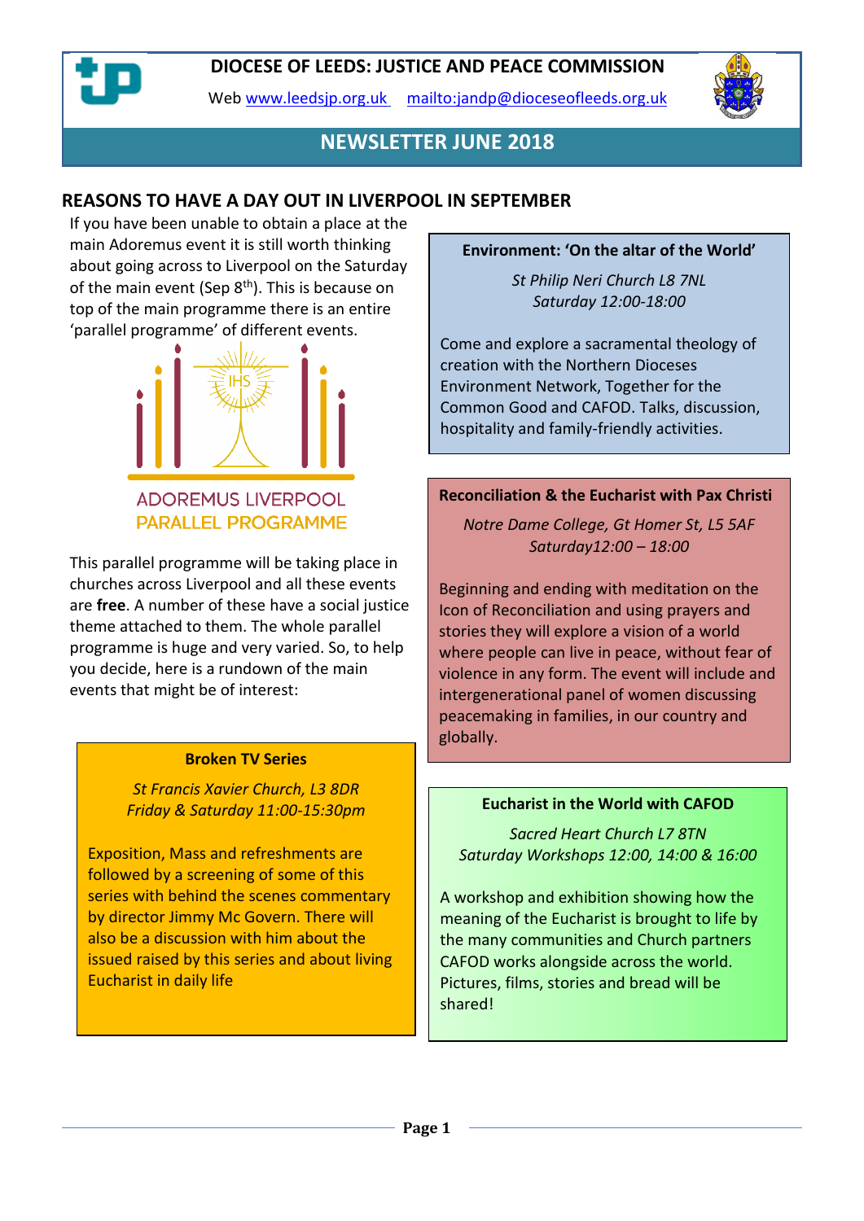# DIOCESE OF LEEDS: JUSTICE AND PEACE COMMISSION

Web www.leedsjp.org.uk mailto:jandp@dioceseofleeds.org.uk

## NEWSLETTER JUNE 2018

## REASONS TO HAVE A DAY OUT IN LIVERPOOL IN SEPTEMBER

If you have been unable to obtain a place at the main Adoremus event it is still worth thinking about going across to Liverpool on the Saturday of the main event (Sep 8th). This is because on top of the main programme there is an entire 'parallel programme' of different events.

ADOREMUS LIVERPOOL
PARALLEL PROGRAMME

This parallel programme will be taking place in churches across Liverpool and all these events are **free**. A number of these have a social justice theme attached to them. The whole parallel programme is huge and very varied. So, to help you decide, here is a rundown of the main events that might be of interest:

### Broken TV Series

*St Francis Xavier Church, L3 8DR*
*Friday & Saturday 11:00-15:30pm*

Exposition, Mass and refreshments are followed by a screening of some of this series with behind the scenes commentary by director Jimmy Mc Govern. There will also be a discussion with him about the issued raised by this series and about living Eucharist in daily life

### Environment: 'On the altar of the World'

*St Philip Neri Church L8 7NL*
*Saturday 12:00-18:00*

Come and explore a sacramental theology of creation with the Northern Dioceses Environment Network, Together for the Common Good and CAFOD. Talks, discussion, hospitality and family-friendly activities.

### Reconciliation & the Eucharist with Pax Christi

*Notre Dame College, Gt Homer St, L5 5AF*
*Saturday12:00 – 18:00*

Beginning and ending with meditation on the Icon of Reconciliation and using prayers and stories they will explore a vision of a world where people can live in peace, without fear of violence in any form. The event will include and intergenerational panel of women discussing peacemaking in families, in our country and globally.

### Eucharist in the World with CAFOD

*Sacred Heart Church L7 8TN*
*Saturday Workshops 12:00, 14:00 & 16:00*

A workshop and exhibition showing how the meaning of the Eucharist is brought to life by the many communities and Church partners CAFOD works alongside across the world. Pictures, films, stories and bread will be shared!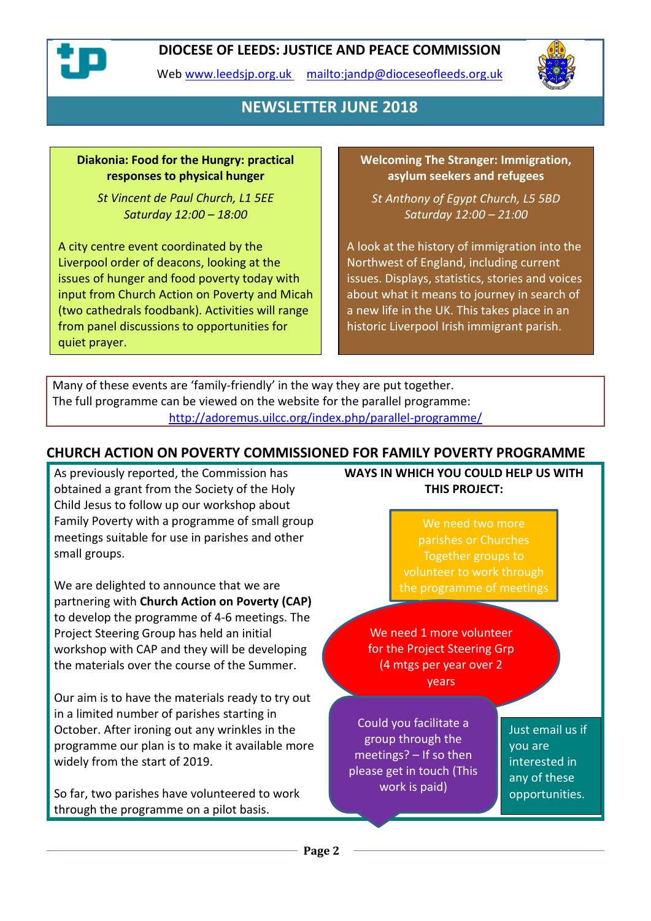# DIOCESE OF LEEDS: JUSTICE AND PEACE COMMISSION

Web www.leedsjp.org.uk mailto:jandp@dioceseofleeds.org.uk

## NEWSLETTER JUNE 2018

**Diakonia: Food for the Hungry: practical responses to physical hunger**

*St Vincent de Paul Church, L1 5EE*
*Saturday 12:00 – 18:00*

A city centre event coordinated by the Liverpool order of deacons, looking at the issues of hunger and food poverty today with input from Church Action on Poverty and Micah (two cathedrals foodbank). Activities will range from panel discussions to opportunities for quiet prayer.

**Welcoming The Stranger: Immigration, asylum seekers and refugees**

*St Anthony of Egypt Church, L5 5BD*
*Saturday 12:00 – 21:00*

A look at the history of immigration into the Northwest of England, including current issues. Displays, statistics, stories and voices about what it means to journey in search of a new life in the UK. This takes place in an historic Liverpool Irish immigrant parish.

Many of these events are 'family-friendly' in the way they are put together.
The full programme can be viewed on the website for the parallel programme:
http://adoremus.uilcc.org/index.php/parallel-programme/

## CHURCH ACTION ON POVERTY COMMISSIONED FOR FAMILY POVERTY PROGRAMME

As previously reported, the Commission has obtained a grant from the Society of the Holy Child Jesus to follow up our workshop about Family Poverty with a programme of small group meetings suitable for use in parishes and other small groups.

We are delighted to announce that we are partnering with **Church Action on Poverty (CAP)** to develop the programme of 4-6 meetings. The Project Steering Group has held an initial workshop with CAP and they will be developing the materials over the course of the Summer.

Our aim is to have the materials ready to try out in a limited number of parishes starting in October. After ironing out any wrinkles in the programme our plan is to make it available more widely from the start of 2019.

So far, two parishes have volunteered to work through the programme on a pilot basis.

**WAYS IN WHICH YOU COULD HELP US WITH THIS PROJECT:**

We need two more parishes or Churches Together groups to volunteer to work through the programme of meetings

We need 1 more volunteer for the Project Steering Grp (4 mtgs per year over 2 years

Could you facilitate a group through the meetings? – If so then please get in touch (This work is paid)

Just email us if you are interested in any of these opportunities.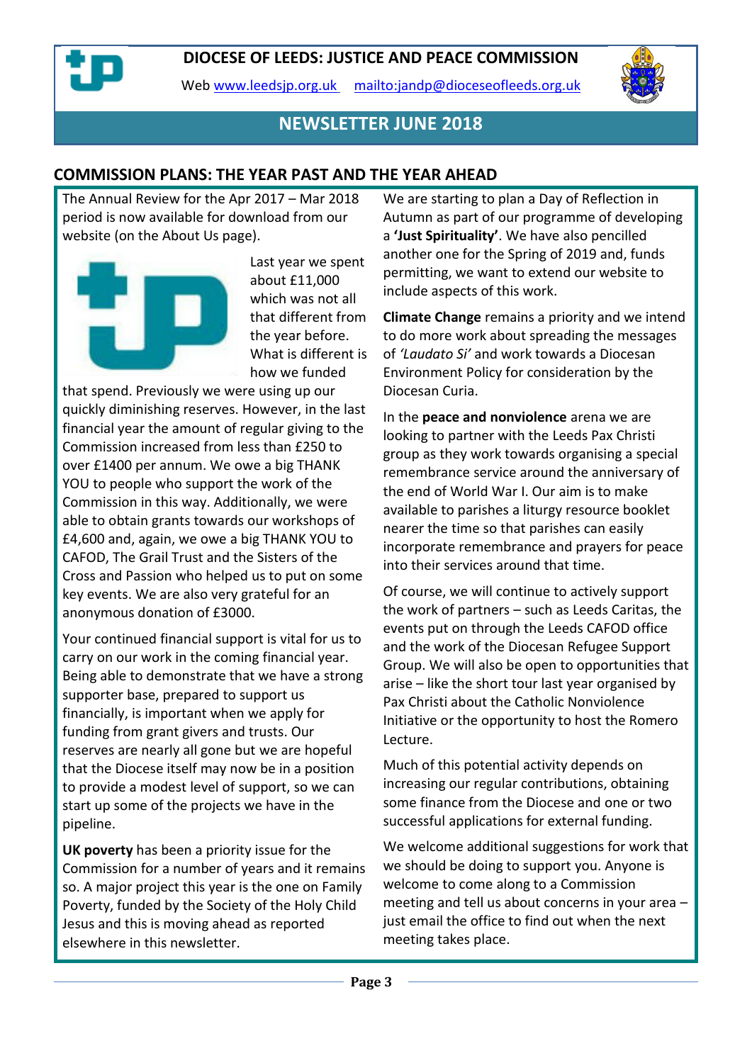# DIOCESE OF LEEDS: JUSTICE AND PEACE COMMISSION

Web www.leedsjp.org.uk mailto:jandp@dioceseofleeds.org.uk

## NEWSLETTER JUNE 2018

## COMMISSION PLANS: THE YEAR PAST AND THE YEAR AHEAD

The Annual Review for the Apr 2017 – Mar 2018 period is now available for download from our website (on the About Us page).

Last year we spent about £11,000 which was not all that different from the year before. What is different is how we funded that spend. Previously we were using up our quickly diminishing reserves. However, in the last financial year the amount of regular giving to the Commission increased from less than £250 to over £1400 per annum. We owe a big THANK YOU to people who support the work of the Commission in this way. Additionally, we were able to obtain grants towards our workshops of £4,600 and, again, we owe a big THANK YOU to CAFOD, The Grail Trust and the Sisters of the Cross and Passion who helped us to put on some key events. We are also very grateful for an anonymous donation of £3000.

Your continued financial support is vital for us to carry on our work in the coming financial year. Being able to demonstrate that we have a strong supporter base, prepared to support us financially, is important when we apply for funding from grant givers and trusts. Our reserves are nearly all gone but we are hopeful that the Diocese itself may now be in a position to provide a modest level of support, so we can start up some of the projects we have in the pipeline.

**UK poverty** has been a priority issue for the Commission for a number of years and it remains so. A major project this year is the one on Family Poverty, funded by the Society of the Holy Child Jesus and this is moving ahead as reported elsewhere in this newsletter.

We are starting to plan a Day of Reflection in Autumn as part of our programme of developing a **'Just Spirituality'**. We have also pencilled another one for the Spring of 2019 and, funds permitting, we want to extend our website to include aspects of this work.

**Climate Change** remains a priority and we intend to do more work about spreading the messages of *'Laudato Si'* and work towards a Diocesan Environment Policy for consideration by the Diocesan Curia.

In the **peace and nonviolence** arena we are looking to partner with the Leeds Pax Christi group as they work towards organising a special remembrance service around the anniversary of the end of World War I. Our aim is to make available to parishes a liturgy resource booklet nearer the time so that parishes can easily incorporate remembrance and prayers for peace into their services around that time.

Of course, we will continue to actively support the work of partners – such as Leeds Caritas, the events put on through the Leeds CAFOD office and the work of the Diocesan Refugee Support Group. We will also be open to opportunities that arise – like the short tour last year organised by Pax Christi about the Catholic Nonviolence Initiative or the opportunity to host the Romero Lecture.

Much of this potential activity depends on increasing our regular contributions, obtaining some finance from the Diocese and one or two successful applications for external funding.

We welcome additional suggestions for work that we should be doing to support you. Anyone is welcome to come along to a Commission meeting and tell us about concerns in your area – just email the office to find out when the next meeting takes place.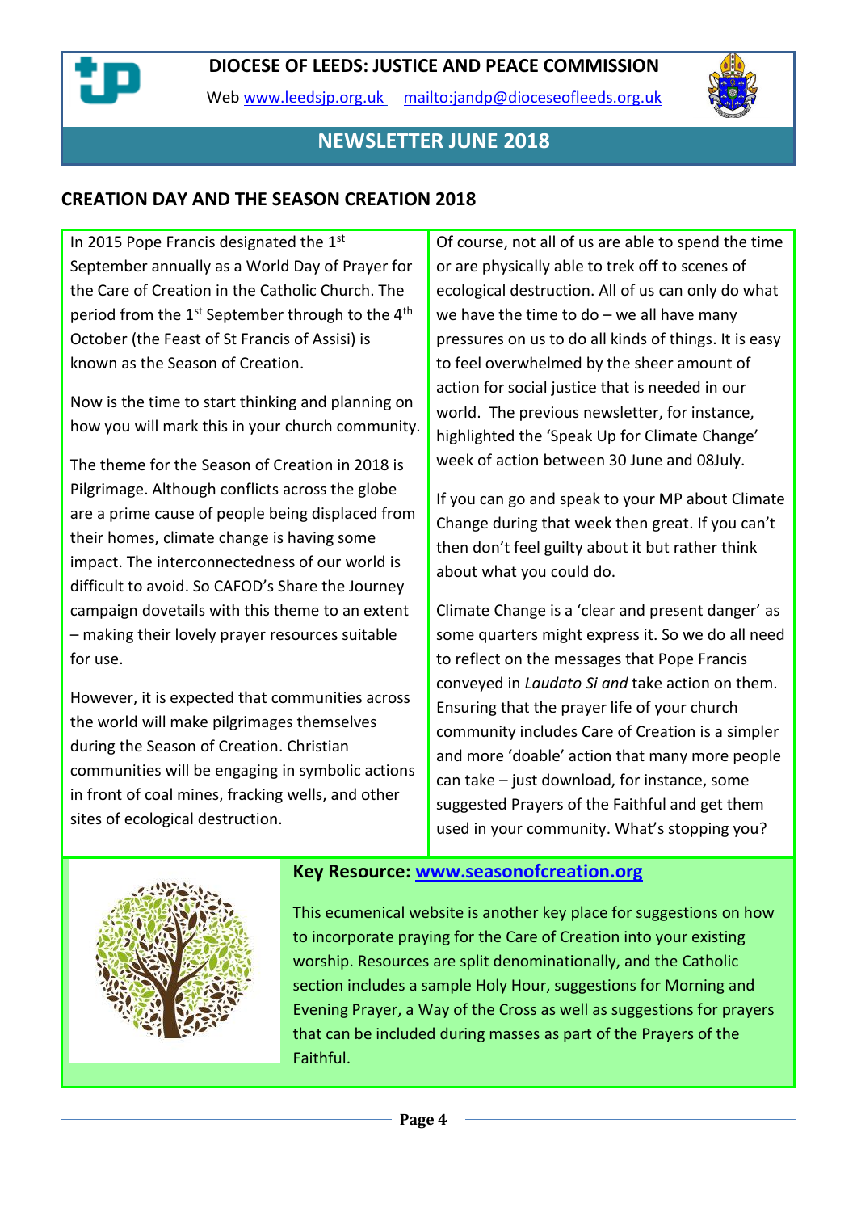# DIOCESE OF LEEDS: JUSTICE AND PEACE COMMISSION

Web www.leedsjp.org.uk mailto:jandp@dioceseofleeds.org.uk

## NEWSLETTER JUNE 2018

## CREATION DAY AND THE SEASON CREATION 2018

In 2015 Pope Francis designated the 1st September annually as a World Day of Prayer for the Care of Creation in the Catholic Church. The period from the 1st September through to the 4th October (the Feast of St Francis of Assisi) is known as the Season of Creation.

Now is the time to start thinking and planning on how you will mark this in your church community.

The theme for the Season of Creation in 2018 is Pilgrimage. Although conflicts across the globe are a prime cause of people being displaced from their homes, climate change is having some impact. The interconnectedness of our world is difficult to avoid. So CAFOD's Share the Journey campaign dovetails with this theme to an extent – making their lovely prayer resources suitable for use.

However, it is expected that communities across the world will make pilgrimages themselves during the Season of Creation. Christian communities will be engaging in symbolic actions in front of coal mines, fracking wells, and other sites of ecological destruction.

Of course, not all of us are able to spend the time or are physically able to trek off to scenes of ecological destruction. All of us can only do what we have the time to do – we all have many pressures on us to do all kinds of things. It is easy to feel overwhelmed by the sheer amount of action for social justice that is needed in our world. The previous newsletter, for instance, highlighted the 'Speak Up for Climate Change' week of action between 30 June and 08July.

If you can go and speak to your MP about Climate Change during that week then great. If you can't then don't feel guilty about it but rather think about what you could do.

Climate Change is a 'clear and present danger' as some quarters might express it. So we do all need to reflect on the messages that Pope Francis conveyed in *Laudato Si and* take action on them. Ensuring that the prayer life of your church community includes Care of Creation is a simpler and more 'doable' action that many more people can take – just download, for instance, some suggested Prayers of the Faithful and get them used in your community. What's stopping you?

**Key Resource: www.seasonofcreation.org**

This ecumenical website is another key place for suggestions on how to incorporate praying for the Care of Creation into your existing worship. Resources are split denominationally, and the Catholic section includes a sample Holy Hour, suggestions for Morning and Evening Prayer, a Way of the Cross as well as suggestions for prayers that can be included during masses as part of the Prayers of the Faithful.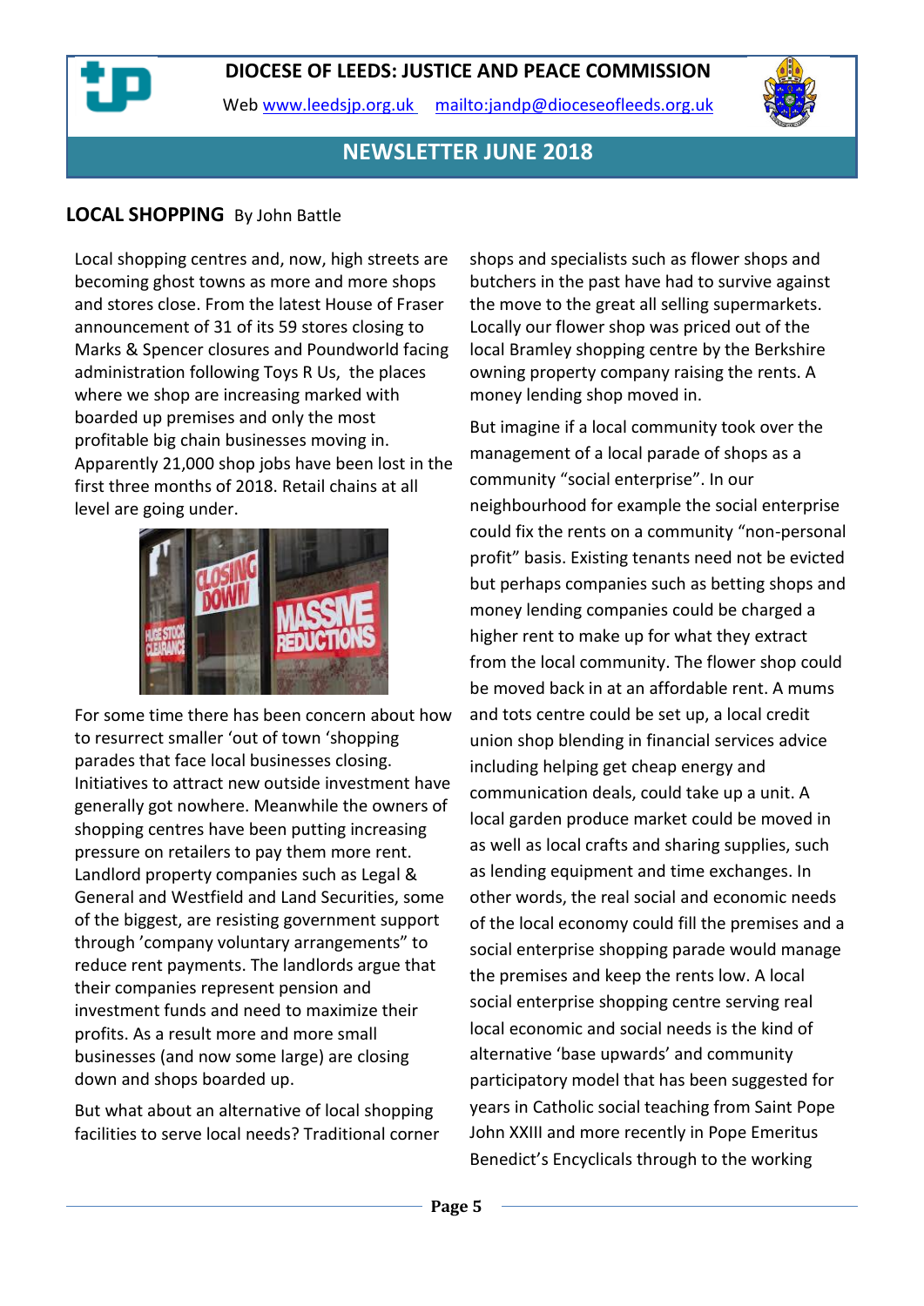# DIOCESE OF LEEDS: JUSTICE AND PEACE COMMISSION

Web www.leedsjp.org.uk mailto:jandp@dioceseofleeds.org.uk

## NEWSLETTER JUNE 2018

### LOCAL SHOPPING By John Battle

Local shopping centres and, now, high streets are becoming ghost towns as more and more shops and stores close. From the latest House of Fraser announcement of 31 of its 59 stores closing to Marks & Spencer closures and Poundworld facing administration following Toys R Us, the places where we shop are increasing marked with boarded up premises and only the most profitable big chain businesses moving in. Apparently 21,000 shop jobs have been lost in the first three months of 2018. Retail chains at all level are going under.

For some time there has been concern about how to resurrect smaller 'out of town 'shopping parades that face local businesses closing. Initiatives to attract new outside investment have generally got nowhere. Meanwhile the owners of shopping centres have been putting increasing pressure on retailers to pay them more rent. Landlord property companies such as Legal & General and Westfield and Land Securities, some of the biggest, are resisting government support through 'company voluntary arrangements" to reduce rent payments. The landlords argue that their companies represent pension and investment funds and need to maximize their profits. As a result more and more small businesses (and now some large) are closing down and shops boarded up.

But what about an alternative of local shopping facilities to serve local needs? Traditional corner shops and specialists such as flower shops and butchers in the past have had to survive against the move to the great all selling supermarkets. Locally our flower shop was priced out of the local Bramley shopping centre by the Berkshire owning property company raising the rents. A money lending shop moved in.

But imagine if a local community took over the management of a local parade of shops as a community "social enterprise". In our neighbourhood for example the social enterprise could fix the rents on a community "non-personal profit" basis. Existing tenants need not be evicted but perhaps companies such as betting shops and money lending companies could be charged a higher rent to make up for what they extract from the local community. The flower shop could be moved back in at an affordable rent. A mums and tots centre could be set up, a local credit union shop blending in financial services advice including helping get cheap energy and communication deals, could take up a unit. A local garden produce market could be moved in as well as local crafts and sharing supplies, such as lending equipment and time exchanges. In other words, the real social and economic needs of the local economy could fill the premises and a social enterprise shopping parade would manage the premises and keep the rents low. A local social enterprise shopping centre serving real local economic and social needs is the kind of alternative 'base upwards' and community participatory model that has been suggested for years in Catholic social teaching from Saint Pope John XXIII and more recently in Pope Emeritus Benedict's Encyclicals through to the working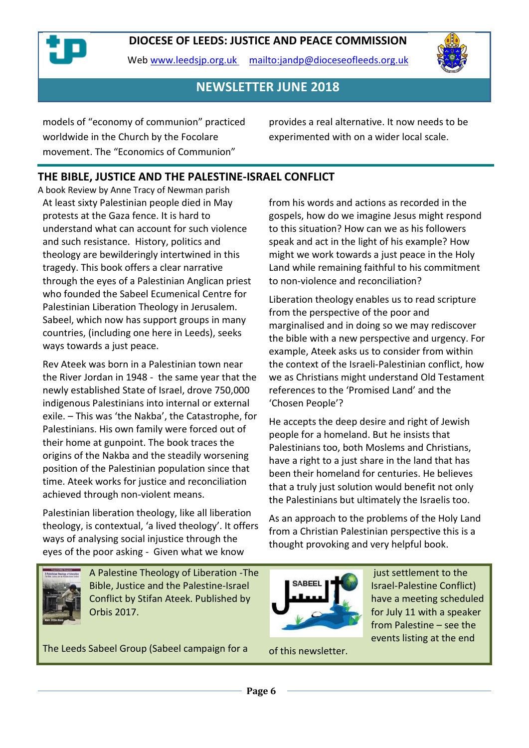# DIOCESE OF LEEDS: JUSTICE AND PEACE COMMISSION

Web www.leedsjp.org.uk mailto:jandp@dioceseofleeds.org.uk

## NEWSLETTER JUNE 2018

models of "economy of communion" practiced worldwide in the Church by the Focolare movement. The "Economics of Communion" provides a real alternative. It now needs to be experimented with on a wider local scale.

## THE BIBLE, JUSTICE AND THE PALESTINE-ISRAEL CONFLICT

A book Review by Anne Tracy of Newman parish

At least sixty Palestinian people died in May protests at the Gaza fence. It is hard to understand what can account for such violence and such resistance. History, politics and theology are bewilderingly intertwined in this tragedy. This book offers a clear narrative through the eyes of a Palestinian Anglican priest who founded the Sabeel Ecumenical Centre for Palestinian Liberation Theology in Jerusalem. Sabeel, which now has support groups in many countries, (including one here in Leeds), seeks ways towards a just peace.

Rev Ateek was born in a Palestinian town near the River Jordan in 1948 - the same year that the newly established State of Israel, drove 750,000 indigenous Palestinians into internal or external exile. – This was 'the Nakba', the Catastrophe, for Palestinians. His own family were forced out of their home at gunpoint. The book traces the origins of the Nakba and the steadily worsening position of the Palestinian population since that time. Ateek works for justice and reconciliation achieved through non-violent means.

Palestinian liberation theology, like all liberation theology, is contextual, 'a lived theology'. It offers ways of analysing social injustice through the eyes of the poor asking - Given what we know from his words and actions as recorded in the gospels, how do we imagine Jesus might respond to this situation? How can we as his followers speak and act in the light of his example? How might we work towards a just peace in the Holy Land while remaining faithful to his commitment to non-violence and reconciliation?

Liberation theology enables us to read scripture from the perspective of the poor and marginalised and in doing so we may rediscover the bible with a new perspective and urgency. For example, Ateek asks us to consider from within the context of the Israeli-Palestinian conflict, how we as Christians might understand Old Testament references to the 'Promised Land' and the 'Chosen People'?

He accepts the deep desire and right of Jewish people for a homeland. But he insists that Palestinians too, both Moslems and Christians, have a right to a just share in the land that has been their homeland for centuries. He believes that a truly just solution would benefit not only the Palestinians but ultimately the Israelis too.

As an approach to the problems of the Holy Land from a Christian Palestinian perspective this is a thought provoking and very helpful book.

A Palestine Theology of Liberation -The Bible, Justice and the Palestine-Israel Conflict by Stifan Ateek. Published by Orbis 2017.

The Leeds Sabeel Group (Sabeel campaign for a just settlement to the Israel-Palestine Conflict) have a meeting scheduled for July 11 with a speaker from Palestine – see the events listing at the end of this newsletter.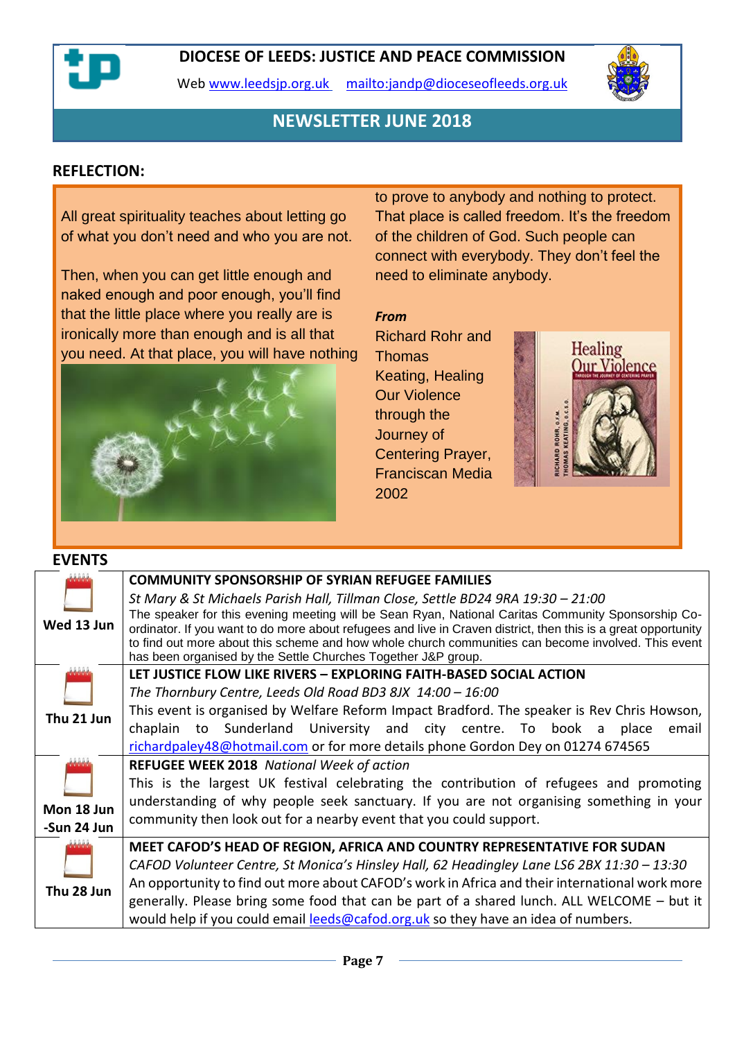# DIOCESE OF LEEDS: JUSTICE AND PEACE COMMISSION

Web www.leedsjp.org.uk mailto:jandp@dioceseofleeds.org.uk

## NEWSLETTER JUNE 2018

## REFLECTION:

All great spirituality teaches about letting go of what you don't need and who you are not.

Then, when you can get little enough and naked enough and poor enough, you'll find that the little place where you really are is ironically more than enough and is all that you need. At that place, you will have nothing to prove to anybody and nothing to protect. That place is called freedom. It's the freedom of the children of God. Such people can connect with everybody. They don't feel the need to eliminate anybody.

***From***

Richard Rohr and Thomas Keating, Healing Our Violence through the Journey of Centering Prayer, Franciscan Media 2002

## EVENTS

| Date | Event |
|---|---|
| **Wed 13 Jun** | **COMMUNITY SPONSORSHIP OF SYRIAN REFUGEE FAMILIES**<br>*St Mary & St Michaels Parish Hall, Tillman Close, Settle BD24 9RA 19:30 – 21:00*<br>The speaker for this evening meeting will be Sean Ryan, National Caritas Community Sponsorship Co-ordinator. If you want to do more about refugees and live in Craven district, then this is a great opportunity to find out more about this scheme and how whole church communities can become involved. This event has been organised by the Settle Churches Together J&P group. |
| **Thu 21 Jun** | **LET JUSTICE FLOW LIKE RIVERS – EXPLORING FAITH-BASED SOCIAL ACTION**<br>*The Thornbury Centre, Leeds Old Road BD3 8JX 14:00 – 16:00*<br>This event is organised by Welfare Reform Impact Bradford. The speaker is Rev Chris Howson, chaplain to Sunderland University and city centre. To book a place email richardpaley48@hotmail.com or for more details phone Gordon Dey on 01274 674565 |
| **Mon 18 Jun -Sun 24 Jun** | **REFUGEE WEEK 2018** *National Week of action*<br>This is the largest UK festival celebrating the contribution of refugees and promoting understanding of why people seek sanctuary. If you are not organising something in your community then look out for a nearby event that you could support. |
| **Thu 28 Jun** | **MEET CAFOD'S HEAD OF REGION, AFRICA AND COUNTRY REPRESENTATIVE FOR SUDAN**<br>*CAFOD Volunteer Centre, St Monica's Hinsley Hall, 62 Headingley Lane LS6 2BX 11:30 – 13:30*<br>An opportunity to find out more about CAFOD's work in Africa and their international work more generally. Please bring some food that can be part of a shared lunch. ALL WELCOME – but it would help if you could email leeds@cafod.org.uk so they have an idea of numbers. |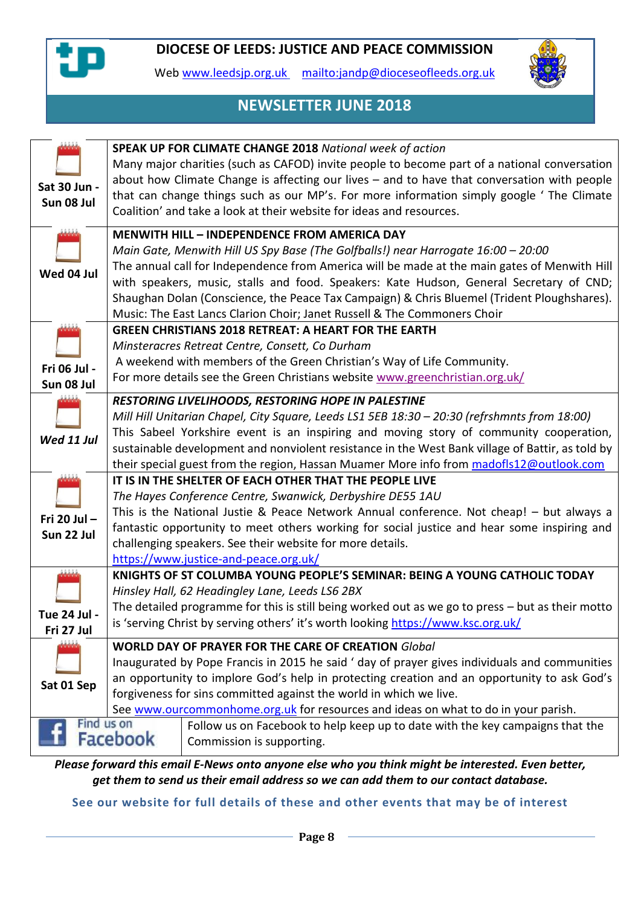# DIOCESE OF LEEDS: JUSTICE AND PEACE COMMISSION

Web www.leedsjp.org.uk mailto:jandp@dioceseofleeds.org.uk

## NEWSLETTER JUNE 2018

| | |
|---|---|
| **Sat 30 Jun - Sun 08 Jul** | **SPEAK UP FOR CLIMATE CHANGE 2018** *National week of action*<br>Many major charities (such as CAFOD) invite people to become part of a national conversation about how Climate Change is affecting our lives – and to have that conversation with people that can change things such as our MP's. For more information simply google ' The Climate Coalition' and take a look at their website for ideas and resources. |
| **Wed 04 Jul** | **MENWITH HILL – INDEPENDENCE FROM AMERICA DAY**<br>*Main Gate, Menwith Hill US Spy Base (The Golfballs!) near Harrogate 16:00 – 20:00*<br>The annual call for Independence from America will be made at the main gates of Menwith Hill with speakers, music, stalls and food. Speakers: Kate Hudson, General Secretary of CND; Shaughan Dolan (Conscience, the Peace Tax Campaign) & Chris Bluemel (Trident Ploughshares). Music: The East Lancs Clarion Choir; Janet Russell & The Commoners Choir |
| **Fri 06 Jul - Sun 08 Jul** | **GREEN CHRISTIANS 2018 RETREAT: A HEART FOR THE EARTH**<br>*Minsteracres Retreat Centre, Consett, Co Durham*<br>A weekend with members of the Green Christian's Way of Life Community.<br>For more details see the Green Christians website www.greenchristian.org.uk/ |
| ***Wed 11 Jul*** | ***RESTORING LIVELIHOODS, RESTORING HOPE IN PALESTINE***<br>*Mill Hill Unitarian Chapel, City Square, Leeds LS1 5EB 18:30 – 20:30 (refrshmnts from 18:00)*<br>This Sabeel Yorkshire event is an inspiring and moving story of community cooperation, sustainable development and nonviolent resistance in the West Bank village of Battir, as told by their special guest from the region, Hassan Muamer More info from madofls12@outlook.com |
| **Fri 20 Jul – Sun 22 Jul** | **IT IS IN THE SHELTER OF EACH OTHER THAT THE PEOPLE LIVE**<br>*The Hayes Conference Centre, Swanwick, Derbyshire DE55 1AU*<br>This is the National Justie & Peace Network Annual conference. Not cheap! – but always a fantastic opportunity to meet others working for social justice and hear some inspiring and challenging speakers. See their website for more details.<br>https://www.justice-and-peace.org.uk/ |
| **Tue 24 Jul - Fri 27 Jul** | **KNIGHTS OF ST COLUMBA YOUNG PEOPLE'S SEMINAR: BEING A YOUNG CATHOLIC TODAY**<br>*Hinsley Hall, 62 Headingley Lane, Leeds LS6 2BX*<br>The detailed programme for this is still being worked out as we go to press – but as their motto is 'serving Christ by serving others' it's worth looking https://www.ksc.org.uk/ |
| **Sat 01 Sep** | **WORLD DAY OF PRAYER FOR THE CARE OF CREATION** *Global*<br>Inaugurated by Pope Francis in 2015 he said ' day of prayer gives individuals and communities an opportunity to implore God's help in protecting creation and an opportunity to ask God's forgiveness for sins committed against the world in which we live.<br>See www.ourcommonhome.org.uk for resources and ideas on what to do in your parish. |
| Find us on Facebook | Follow us on Facebook to help keep up to date with the key campaigns that the Commission is supporting. |

***Please forward this email E-News onto anyone else who you think might be interested. Even better, get them to send us their email address so we can add them to our contact database.***

**See our website for full details of these and other events that may be of interest**